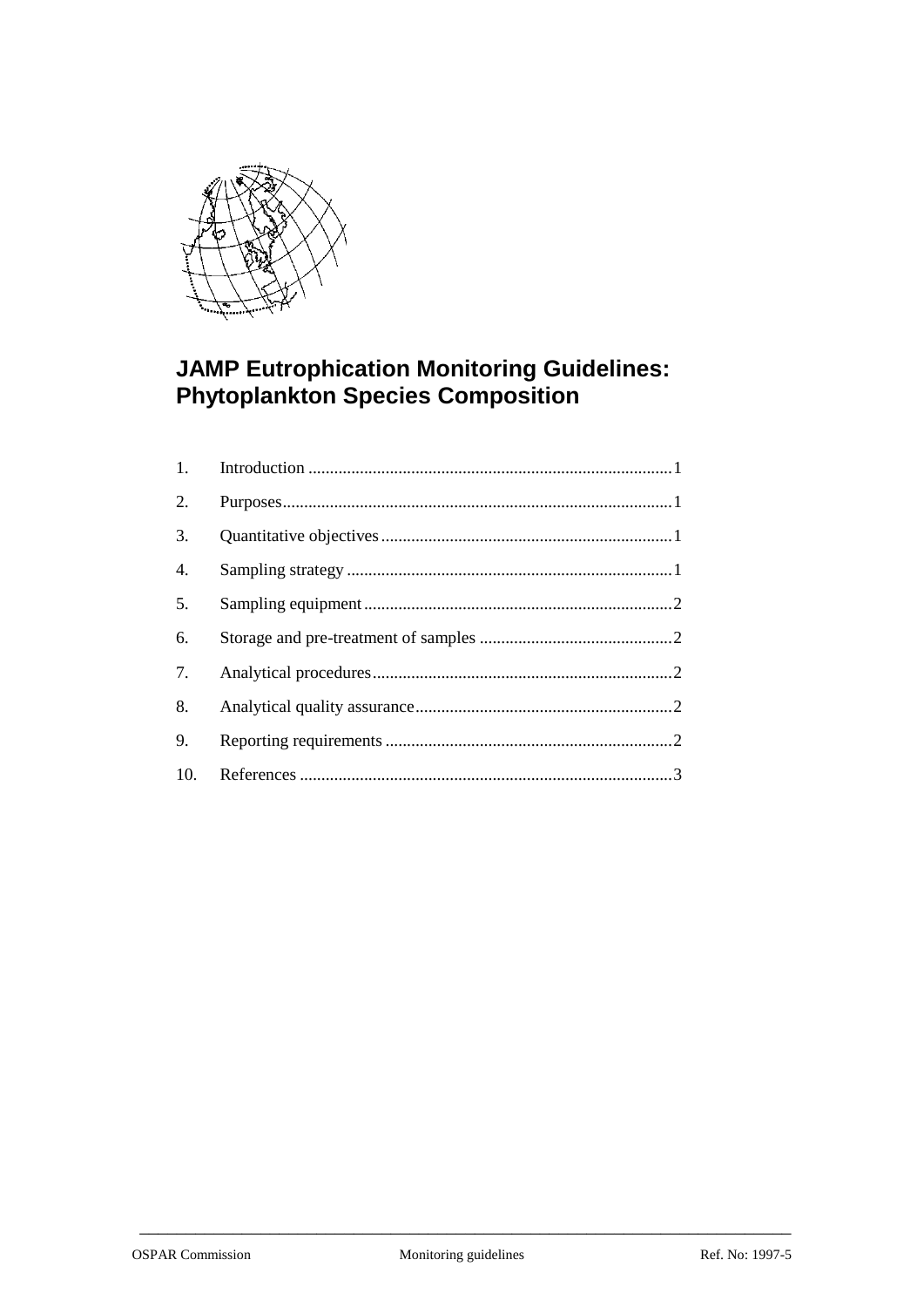# JAMP Eutrophication Monitoring Guidelines: Phytoplankton Species Composition

1. Introduction ....................................................................................1
2. Purposes..........................................................................................1
3. Quantitative objectives...................................................................1
4. Sampling strategy ...........................................................................1
5. Sampling equipment.......................................................................2
6. Storage and pre-treatment of samples ............................................2
7. Analytical procedures.....................................................................2
8. Analytical quality assurance...........................................................2
9. Reporting requirements ..................................................................2
10. References ......................................................................................3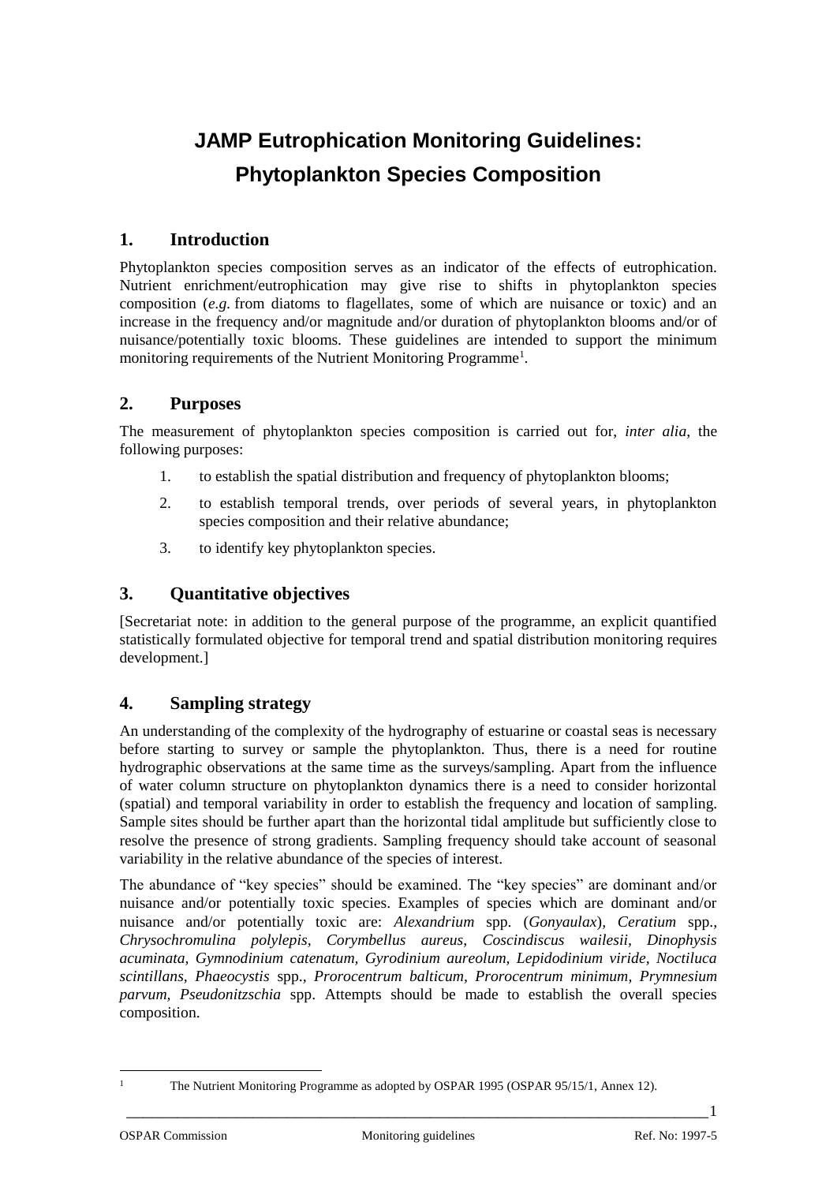# JAMP Eutrophication Monitoring Guidelines: Phytoplankton Species Composition

## 1. Introduction

Phytoplankton species composition serves as an indicator of the effects of eutrophication. Nutrient enrichment/eutrophication may give rise to shifts in phytoplankton species composition (*e.g.* from diatoms to flagellates, some of which are nuisance or toxic) and an increase in the frequency and/or magnitude and/or duration of phytoplankton blooms and/or of nuisance/potentially toxic blooms. These guidelines are intended to support the minimum monitoring requirements of the Nutrient Monitoring Programme[1].

## 2. Purposes

The measurement of phytoplankton species composition is carried out for, *inter alia*, the following purposes:

1. to establish the spatial distribution and frequency of phytoplankton blooms;
2. to establish temporal trends, over periods of several years, in phytoplankton species composition and their relative abundance;
3. to identify key phytoplankton species.

## 3. Quantitative objectives

[Secretariat note: in addition to the general purpose of the programme, an explicit quantified statistically formulated objective for temporal trend and spatial distribution monitoring requires development.]

## 4. Sampling strategy

An understanding of the complexity of the hydrography of estuarine or coastal seas is necessary before starting to survey or sample the phytoplankton. Thus, there is a need for routine hydrographic observations at the same time as the surveys/sampling. Apart from the influence of water column structure on phytoplankton dynamics there is a need to consider horizontal (spatial) and temporal variability in order to establish the frequency and location of sampling. Sample sites should be further apart than the horizontal tidal amplitude but sufficiently close to resolve the presence of strong gradients. Sampling frequency should take account of seasonal variability in the relative abundance of the species of interest.

The abundance of "key species" should be examined. The "key species" are dominant and/or nuisance and/or potentially toxic species. Examples of species which are dominant and/or nuisance and/or potentially toxic are: *Alexandrium* spp. (*Gonyaulax*), *Ceratium* spp., *Chrysochromulina polylepis, Corymbellus aureus, Coscindiscus wailesii, Dinophysis acuminata, Gymnodinium catenatum, Gyrodinium aureolum, Lepidodinium viride, Noctiluca scintillans, Phaeocystis* spp., *Prorocentrum balticum, Prorocentrum minimum, Prymnesium parvum, Pseudonitzschia* spp. Attempts should be made to establish the overall species composition.

[1] The Nutrient Monitoring Programme as adopted by OSPAR 1995 (OSPAR 95/15/1, Annex 12).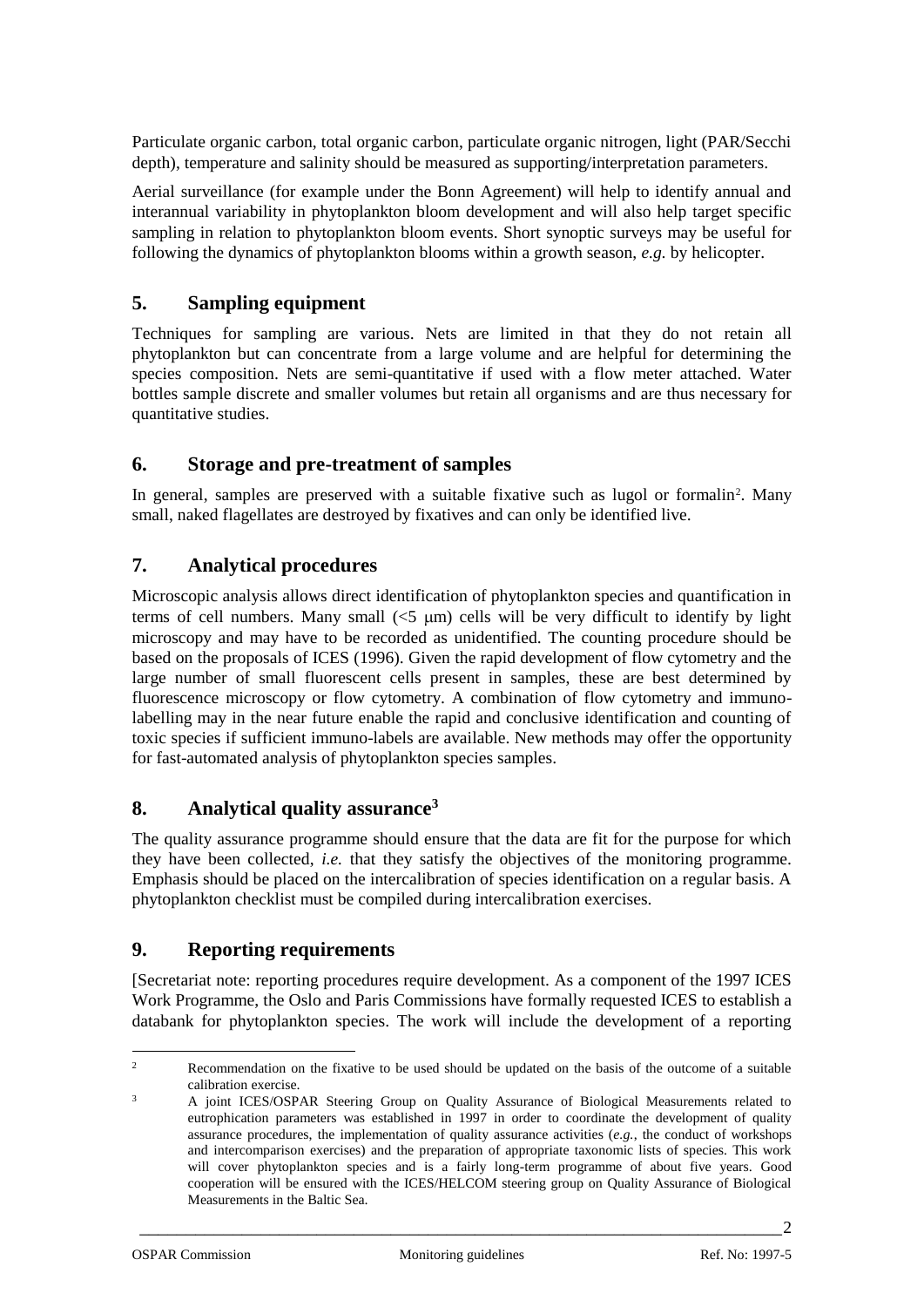Particulate organic carbon, total organic carbon, particulate organic nitrogen, light (PAR/Secchi depth), temperature and salinity should be measured as supporting/interpretation parameters.

Aerial surveillance (for example under the Bonn Agreement) will help to identify annual and interannual variability in phytoplankton bloom development and will also help target specific sampling in relation to phytoplankton bloom events. Short synoptic surveys may be useful for following the dynamics of phytoplankton blooms within a growth season, *e.g.* by helicopter.

## 5. Sampling equipment

Techniques for sampling are various. Nets are limited in that they do not retain all phytoplankton but can concentrate from a large volume and are helpful for determining the species composition. Nets are semi-quantitative if used with a flow meter attached. Water bottles sample discrete and smaller volumes but retain all organisms and are thus necessary for quantitative studies.

## 6. Storage and pre-treatment of samples

In general, samples are preserved with a suitable fixative such as lugol or formalin[2]. Many small, naked flagellates are destroyed by fixatives and can only be identified live.

## 7. Analytical procedures

Microscopic analysis allows direct identification of phytoplankton species and quantification in terms of cell numbers. Many small (<5 μm) cells will be very difficult to identify by light microscopy and may have to be recorded as unidentified. The counting procedure should be based on the proposals of ICES (1996). Given the rapid development of flow cytometry and the large number of small fluorescent cells present in samples, these are best determined by fluorescence microscopy or flow cytometry. A combination of flow cytometry and immuno-labelling may in the near future enable the rapid and conclusive identification and counting of toxic species if sufficient immuno-labels are available. New methods may offer the opportunity for fast-automated analysis of phytoplankton species samples.

## 8. Analytical quality assurance[3]

The quality assurance programme should ensure that the data are fit for the purpose for which they have been collected, *i.e.* that they satisfy the objectives of the monitoring programme. Emphasis should be placed on the intercalibration of species identification on a regular basis. A phytoplankton checklist must be compiled during intercalibration exercises.

## 9. Reporting requirements

[Secretariat note: reporting procedures require development. As a component of the 1997 ICES Work Programme, the Oslo and Paris Commissions have formally requested ICES to establish a databank for phytoplankton species. The work will include the development of a reporting

---

[2] Recommendation on the fixative to be used should be updated on the basis of the outcome of a suitable calibration exercise.

[3] A joint ICES/OSPAR Steering Group on Quality Assurance of Biological Measurements related to eutrophication parameters was established in 1997 in order to coordinate the development of quality assurance procedures, the implementation of quality assurance activities (*e.g.*, the conduct of workshops and intercomparison exercises) and the preparation of appropriate taxonomic lists of species. This work will cover phytoplankton species and is a fairly long-term programme of about five years. Good cooperation will be ensured with the ICES/HELCOM steering group on Quality Assurance of Biological Measurements in the Baltic Sea.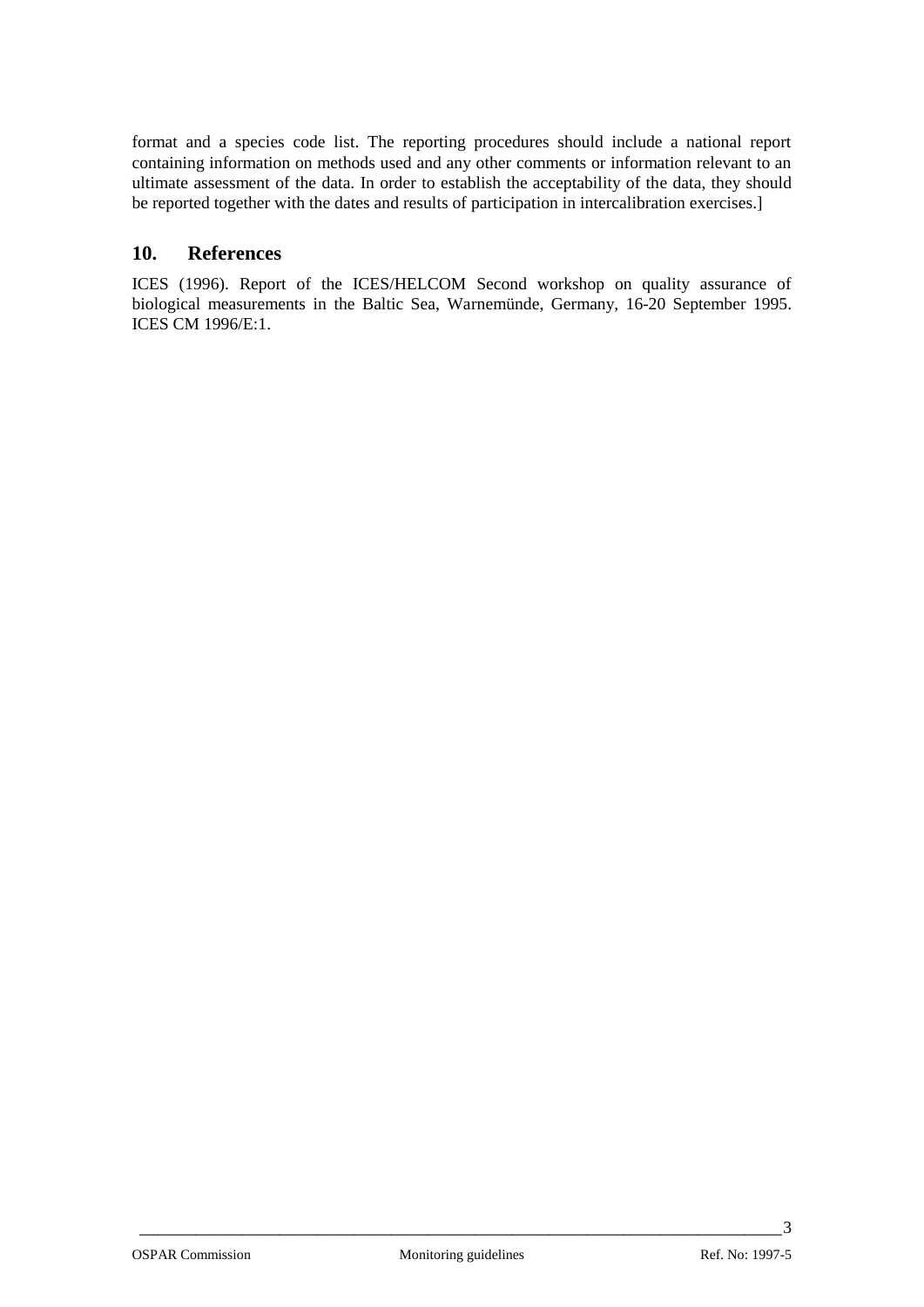format and a species code list. The reporting procedures should include a national report containing information on methods used and any other comments or information relevant to an ultimate assessment of the data. In order to establish the acceptability of the data, they should be reported together with the dates and results of participation in intercalibration exercises.]

## 10. References

ICES (1996). Report of the ICES/HELCOM Second workshop on quality assurance of biological measurements in the Baltic Sea, Warnemünde, Germany, 16-20 September 1995. ICES CM 1996/E:1.